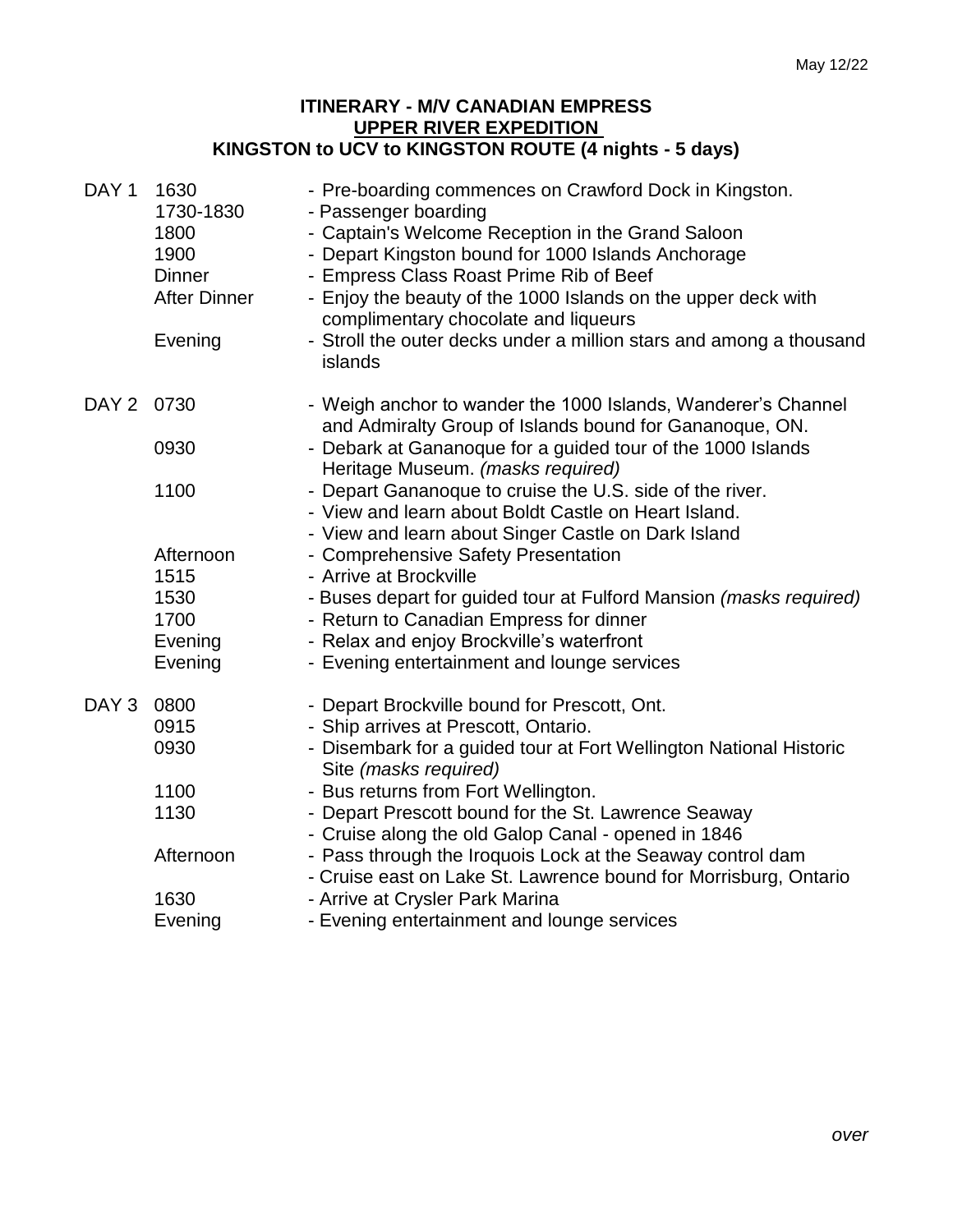May 12/22

# ITINERARY - M/V CANADIAN EMPRESS

## UPPER RIVER EXPEDITION

## KINGSTON to UCV to KINGSTON ROUTE (4 nights - 5 days)

| | | |
|---|---|---|
| DAY 1 | 1630 | - Pre-boarding commences on Crawford Dock in Kingston. |
| | 1730-1830 | - Passenger boarding |
| | 1800 | - Captain's Welcome Reception in the Grand Saloon |
| | 1900 | - Depart Kingston bound for 1000 Islands Anchorage |
| | Dinner | - Empress Class Roast Prime Rib of Beef |
| | After Dinner | - Enjoy the beauty of the 1000 Islands on the upper deck with complimentary chocolate and liqueurs |
| | Evening | - Stroll the outer decks under a million stars and among a thousand islands |
| DAY 2 | 0730 | - Weigh anchor to wander the 1000 Islands, Wanderer's Channel and Admiralty Group of Islands bound for Gananoque, ON. |
| | 0930 | - Debark at Gananoque for a guided tour of the 1000 Islands Heritage Museum. *(masks required)* |
| | 1100 | - Depart Gananoque to cruise the U.S. side of the river.<br>- View and learn about Boldt Castle on Heart Island.<br>- View and learn about Singer Castle on Dark Island |
| | Afternoon | - Comprehensive Safety Presentation |
| | 1515 | - Arrive at Brockville |
| | 1530 | - Buses depart for guided tour at Fulford Mansion *(masks required)* |
| | 1700 | - Return to Canadian Empress for dinner |
| | Evening | - Relax and enjoy Brockville's waterfront |
| | Evening | - Evening entertainment and lounge services |
| DAY 3 | 0800 | - Depart Brockville bound for Prescott, Ont. |
| | 0915 | - Ship arrives at Prescott, Ontario. |
| | 0930 | - Disembark for a guided tour at Fort Wellington National Historic Site *(masks required)* |
| | 1100 | - Bus returns from Fort Wellington. |
| | 1130 | - Depart Prescott bound for the St. Lawrence Seaway<br>- Cruise along the old Galop Canal - opened in 1846 |
| | Afternoon | - Pass through the Iroquois Lock at the Seaway control dam<br>- Cruise east on Lake St. Lawrence bound for Morrisburg, Ontario |
| | 1630 | - Arrive at Crysler Park Marina |
| | Evening | - Evening entertainment and lounge services |

*over*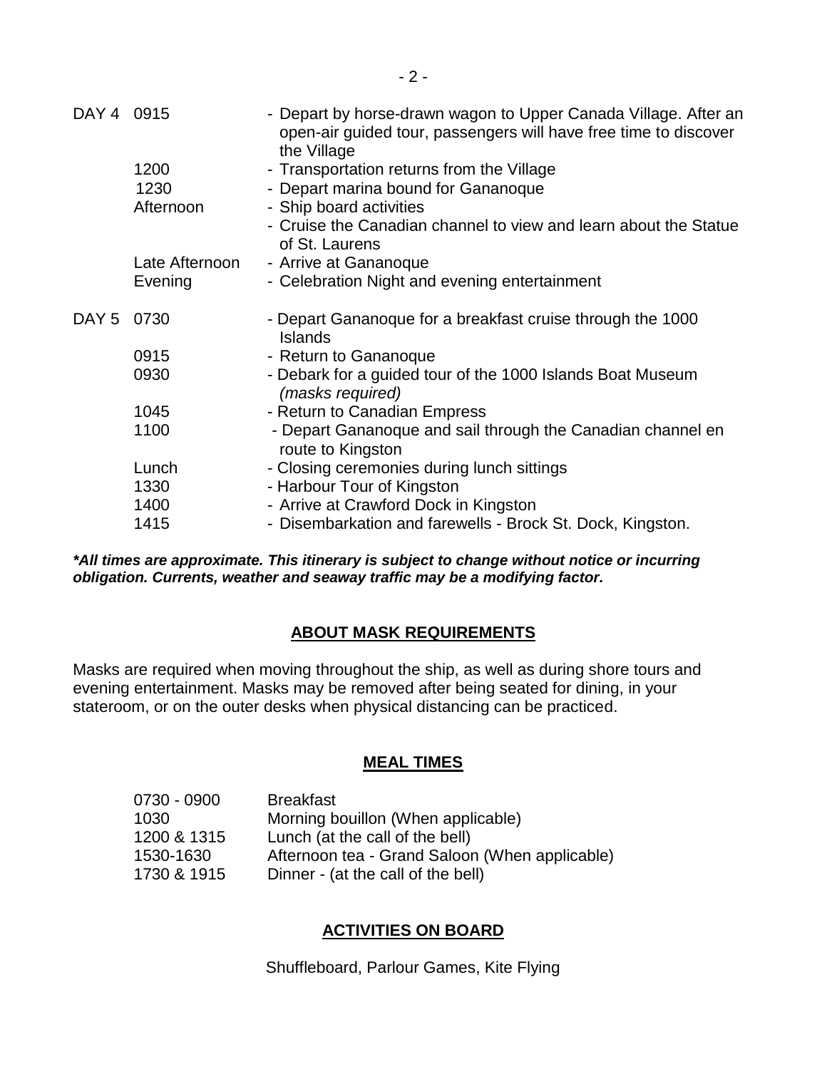| | | |
|---|---|---|
| DAY 4 | 0915 | - Depart by horse-drawn wagon to Upper Canada Village. After an open-air guided tour, passengers will have free time to discover the Village |
| | 1200 | - Transportation returns from the Village |
| | 1230 | - Depart marina bound for Gananoque |
| | Afternoon | - Ship board activities |
| | | - Cruise the Canadian channel to view and learn about the Statue of St. Laurens |
| | Late Afternoon | - Arrive at Gananoque |
| | Evening | - Celebration Night and evening entertainment |
| DAY 5 | 0730 | - Depart Gananoque for a breakfast cruise through the 1000 Islands |
| | 0915 | - Return to Gananoque |
| | 0930 | - Debark for a guided tour of the 1000 Islands Boat Museum *(masks required)* |
| | 1045 | - Return to Canadian Empress |
| | 1100 | - Depart Gananoque and sail through the Canadian channel en route to Kingston |
| | Lunch | - Closing ceremonies during lunch sittings |
| | 1330 | - Harbour Tour of Kingston |
| | 1400 | - Arrive at Crawford Dock in Kingston |
| | 1415 | - Disembarkation and farewells - Brock St. Dock, Kingston. |

***All times are approximate. This itinerary is subject to change without notice or incurring obligation. Currents, weather and seaway traffic may be a modifying factor.***

## ABOUT MASK REQUIREMENTS

Masks are required when moving throughout the ship, as well as during shore tours and evening entertainment. Masks may be removed after being seated for dining, in your stateroom, or on the outer desks when physical distancing can be practiced.

## MEAL TIMES

| | |
|---|---|
| 0730 - 0900 | Breakfast |
| 1030 | Morning bouillon (When applicable) |
| 1200 & 1315 | Lunch (at the call of the bell) |
| 1530-1630 | Afternoon tea - Grand Saloon (When applicable) |
| 1730 & 1915 | Dinner - (at the call of the bell) |

## ACTIVITIES ON BOARD

Shuffleboard, Parlour Games, Kite Flying